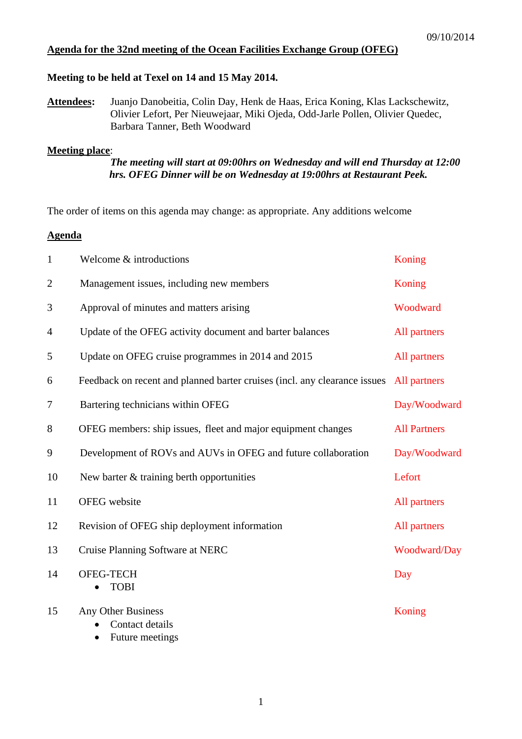09/10/2014

**Agenda for the 32nd meeting of the Ocean Facilities Exchange Group (OFEG)**

**Meeting to be held at Texel on 14 and 15 May 2014.**

**Attendees:** Juanjo Danobeitia, Colin Day, Henk de Haas, Erica Koning, Klas Lackschewitz, Olivier Lefort, Per Nieuwejaar, Miki Ojeda, Odd-Jarle Pollen, Olivier Quedec, Barbara Tanner, Beth Woodward

**Meeting place**:

***The meeting will start at 09:00hrs on Wednesday and will end Thursday at 12:00 hrs. OFEG Dinner will be on Wednesday at 19:00hrs at Restaurant Peek.***

The order of items on this agenda may change: as appropriate. Any additions welcome

**Agenda**

| | | |
|---|---|---|
| 1 | Welcome & introductions | Koning |
| 2 | Management issues, including new members | Koning |
| 3 | Approval of minutes and matters arising | Woodward |
| 4 | Update of the OFEG activity document and barter balances | All partners |
| 5 | Update on OFEG cruise programmes in 2014 and 2015 | All partners |
| 6 | Feedback on recent and planned barter cruises (incl. any clearance issues | All partners |
| 7 | Bartering technicians within OFEG | Day/Woodward |
| 8 | OFEG members: ship issues, fleet and major equipment changes | All Partners |
| 9 | Development of ROVs and AUVs in OFEG and future collaboration | Day/Woodward |
| 10 | New barter & training berth opportunities | Lefort |
| 11 | OFEG website | All partners |
| 12 | Revision of OFEG ship deployment information | All partners |
| 13 | Cruise Planning Software at NERC | Woodward/Day |
| 14 | OFEG-TECH<br>• TOBI | Day |
| 15 | Any Other Business<br>• Contact details<br>• Future meetings | Koning |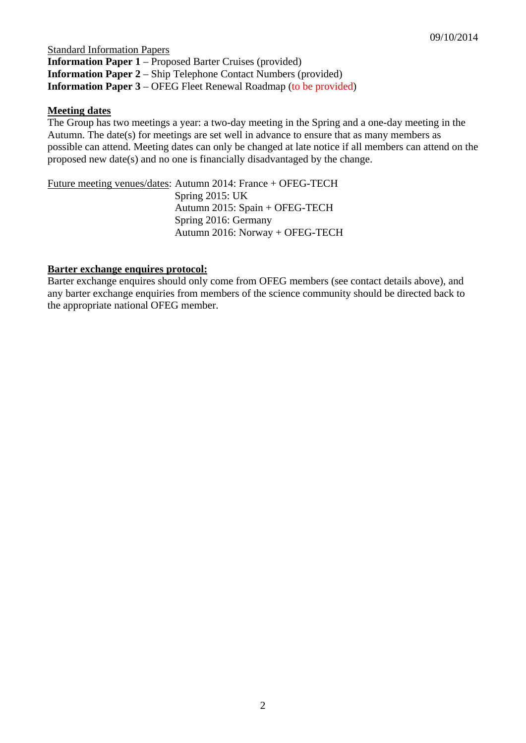09/10/2014

Standard Information Papers

**Information Paper 1** – Proposed Barter Cruises (provided)
**Information Paper 2** – Ship Telephone Contact Numbers (provided)
**Information Paper 3** – OFEG Fleet Renewal Roadmap (to be provided)

**Meeting dates**

The Group has two meetings a year: a two-day meeting in the Spring and a one-day meeting in the Autumn. The date(s) for meetings are set well in advance to ensure that as many members as possible can attend. Meeting dates can only be changed at late notice if all members can attend on the proposed new date(s) and no one is financially disadvantaged by the change.

Future meeting venues/dates: Autumn 2014: France + OFEG-TECH
Spring 2015: UK
Autumn 2015: Spain + OFEG-TECH
Spring 2016: Germany
Autumn 2016: Norway + OFEG-TECH

**Barter exchange enquires protocol:**

Barter exchange enquires should only come from OFEG members (see contact details above), and any barter exchange enquiries from members of the science community should be directed back to the appropriate national OFEG member.